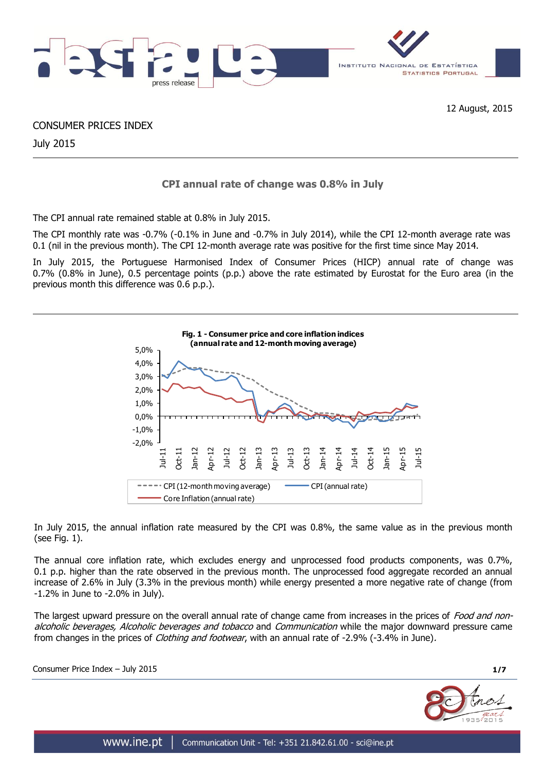12 August, 2015

# CONSUMER PRICES INDEX

July 2015

## CPI annual rate of change was 0.8% in July

The CPI annual rate remained stable at 0.8% in July 2015.

The CPI monthly rate was -0.7% (-0.1% in June and -0.7% in July 2014), while the CPI 12-month average rate was 0.1 (nil in the previous month). The CPI 12-month average rate was positive for the first time since May 2014.

In July 2015, the Portuguese Harmonised Index of Consumer Prices (HICP) annual rate of change was 0.7% (0.8% in June), 0.5 percentage points (p.p.) above the rate estimated by Eurostat for the Euro area (in the previous month this difference was 0.6 p.p.).

**Fig. 1 - Consumer price and core inflation indices (annual rate and 12-month moving average)**

In July 2015, the annual inflation rate measured by the CPI was 0.8%, the same value as in the previous month (see Fig. 1).

The annual core inflation rate, which excludes energy and unprocessed food products components, was 0.7%, 0.1 p.p. higher than the rate observed in the previous month. The unprocessed food aggregate recorded an annual increase of 2.6% in July (3.3% in the previous month) while energy presented a more negative rate of change (from -1.2% in June to -2.0% in July).

The largest upward pressure on the overall annual rate of change came from increases in the prices of *Food and non-alcoholic beverages, Alcoholic beverages and tobacco* and *Communication* while the major downward pressure came from changes in the prices of *Clothing and footwear*, with an annual rate of -2.9% (-3.4% in June).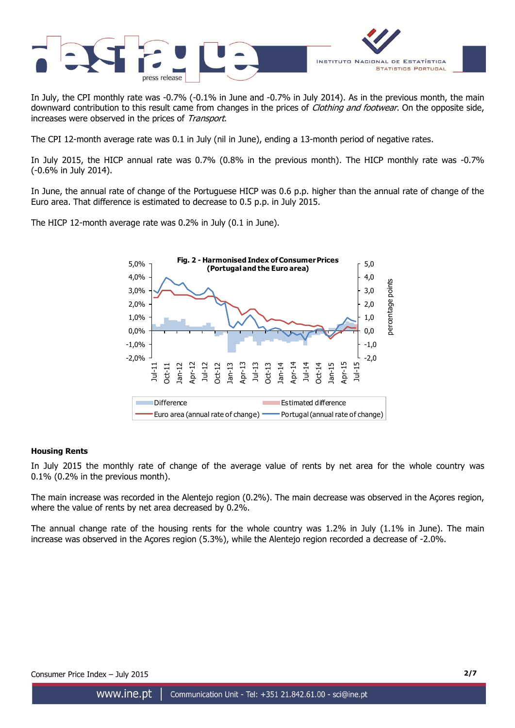In July, the CPI monthly rate was -0.7% (-0.1% in June and -0.7% in July 2014). As in the previous month, the main downward contribution to this result came from changes in the prices of *Clothing and footwear*. On the opposite side, increases were observed in the prices of *Transport*.

The CPI 12-month average rate was 0.1 in July (nil in June), ending a 13-month period of negative rates.

In July 2015, the HICP annual rate was 0.7% (0.8% in the previous month). The HICP monthly rate was -0.7% (-0.6% in July 2014).

In June, the annual rate of change of the Portuguese HICP was 0.6 p.p. higher than the annual rate of change of the Euro area. That difference is estimated to decrease to 0.5 p.p. in July 2015.

The HICP 12-month average rate was 0.2% in July (0.1 in June).

**Fig. 2 - Harmonised Index of Consumer Prices (Portugal and the Euro area)**

## Housing Rents

In July 2015 the monthly rate of change of the average value of rents by net area for the whole country was 0.1% (0.2% in the previous month).

The main increase was recorded in the Alentejo region (0.2%). The main decrease was observed in the Açores region, where the value of rents by net area decreased by 0.2%.

The annual change rate of the housing rents for the whole country was 1.2% in July (1.1% in June). The main increase was observed in the Açores region (5.3%), while the Alentejo region recorded a decrease of -2.0%.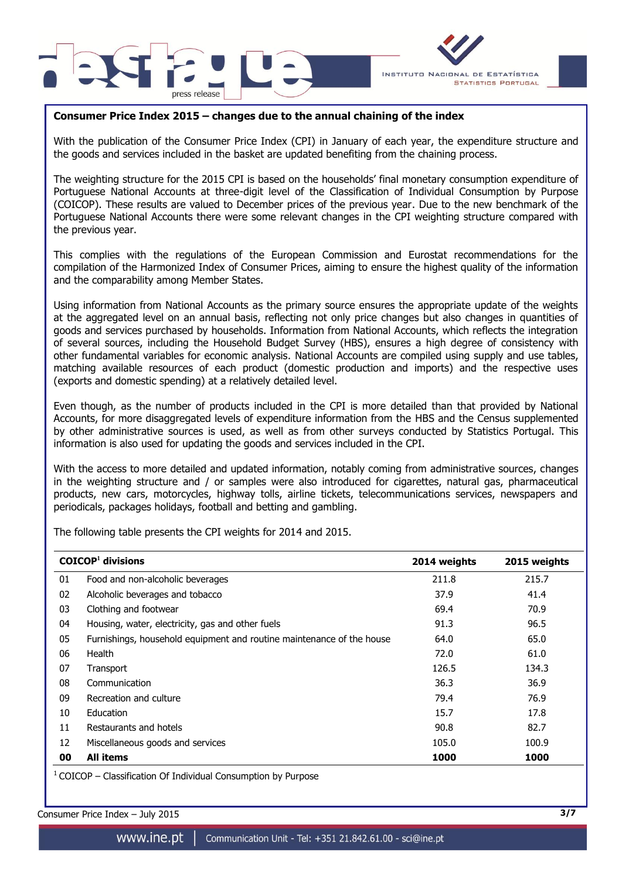**Consumer Price Index 2015 – changes due to the annual chaining of the index**

With the publication of the Consumer Price Index (CPI) in January of each year, the expenditure structure and the goods and services included in the basket are updated benefiting from the chaining process.

The weighting structure for the 2015 CPI is based on the households' final monetary consumption expenditure of Portuguese National Accounts at three-digit level of the Classification of Individual Consumption by Purpose (COICOP). These results are valued to December prices of the previous year. Due to the new benchmark of the Portuguese National Accounts there were some relevant changes in the CPI weighting structure compared with the previous year.

This complies with the regulations of the European Commission and Eurostat recommendations for the compilation of the Harmonized Index of Consumer Prices, aiming to ensure the highest quality of the information and the comparability among Member States.

Using information from National Accounts as the primary source ensures the appropriate update of the weights at the aggregated level on an annual basis, reflecting not only price changes but also changes in quantities of goods and services purchased by households. Information from National Accounts, which reflects the integration of several sources, including the Household Budget Survey (HBS), ensures a high degree of consistency with other fundamental variables for economic analysis. National Accounts are compiled using supply and use tables, matching available resources of each product (domestic production and imports) and the respective uses (exports and domestic spending) at a relatively detailed level.

Even though, as the number of products included in the CPI is more detailed than that provided by National Accounts, for more disaggregated levels of expenditure information from the HBS and the Census supplemented by other administrative sources is used, as well as from other surveys conducted by Statistics Portugal. This information is also used for updating the goods and services included in the CPI.

With the access to more detailed and updated information, notably coming from administrative sources, changes in the weighting structure and / or samples were also introduced for cigarettes, natural gas, pharmaceutical products, new cars, motorcycles, highway tolls, airline tickets, telecommunications services, newspapers and periodicals, packages holidays, football and betting and gambling.

The following table presents the CPI weights for 2014 and 2015.

| COICOP[1] divisions | | 2014 weights | 2015 weights |
|---|---|---|---|
| 01 | Food and non-alcoholic beverages | 211.8 | 215.7 |
| 02 | Alcoholic beverages and tobacco | 37.9 | 41.4 |
| 03 | Clothing and footwear | 69.4 | 70.9 |
| 04 | Housing, water, electricity, gas and other fuels | 91.3 | 96.5 |
| 05 | Furnishings, household equipment and routine maintenance of the house | 64.0 | 65.0 |
| 06 | Health | 72.0 | 61.0 |
| 07 | Transport | 126.5 | 134.3 |
| 08 | Communication | 36.3 | 36.9 |
| 09 | Recreation and culture | 79.4 | 76.9 |
| 10 | Education | 15.7 | 17.8 |
| 11 | Restaurants and hotels | 90.8 | 82.7 |
| 12 | Miscellaneous goods and services | 105.0 | 100.9 |
| **00** | **All items** | **1000** | **1000** |

[1] COICOP – Classification Of Individual Consumption by Purpose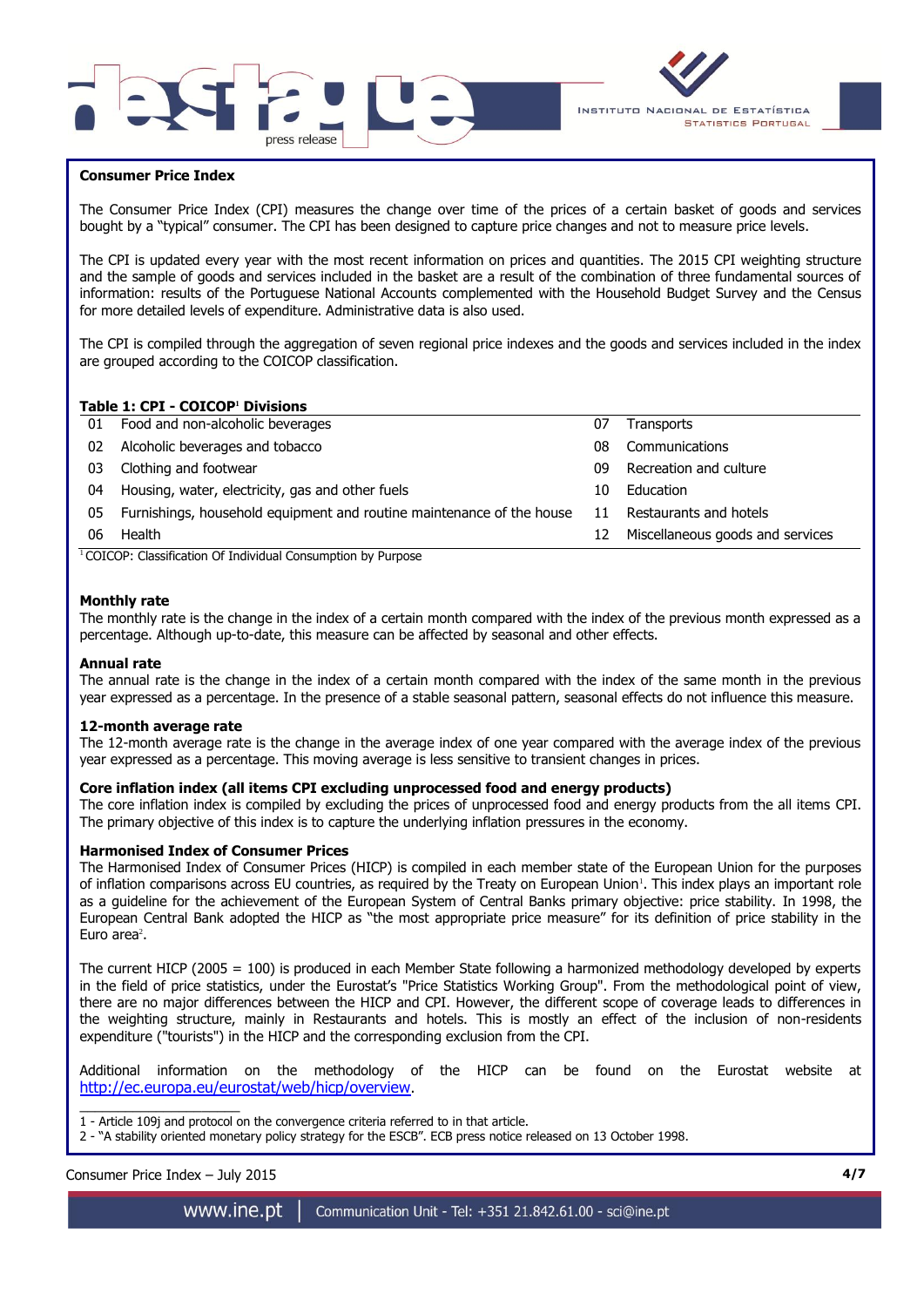## Consumer Price Index

The Consumer Price Index (CPI) measures the change over time of the prices of a certain basket of goods and services bought by a "typical" consumer. The CPI has been designed to capture price changes and not to measure price levels.

The CPI is updated every year with the most recent information on prices and quantities. The 2015 CPI weighting structure and the sample of goods and services included in the basket are a result of the combination of three fundamental sources of information: results of the Portuguese National Accounts complemented with the Household Budget Survey and the Census for more detailed levels of expenditure. Administrative data is also used.

The CPI is compiled through the aggregation of seven regional price indexes and the goods and services included in the index are grouped according to the COICOP classification.

**Table 1: CPI - COICOP[1] Divisions**

| | | | |
|---|---|---|---|
| 01 | Food and non-alcoholic beverages | 07 | Transports |
| 02 | Alcoholic beverages and tobacco | 08 | Communications |
| 03 | Clothing and footwear | 09 | Recreation and culture |
| 04 | Housing, water, electricity, gas and other fuels | 10 | Education |
| 05 | Furnishings, household equipment and routine maintenance of the house | 11 | Restaurants and hotels |
| 06 | Health | 12 | Miscellaneous goods and services |

[1] COICOP: Classification Of Individual Consumption by Purpose

### Monthly rate

The monthly rate is the change in the index of a certain month compared with the index of the previous month expressed as a percentage. Although up-to-date, this measure can be affected by seasonal and other effects.

### Annual rate

The annual rate is the change in the index of a certain month compared with the index of the same month in the previous year expressed as a percentage. In the presence of a stable seasonal pattern, seasonal effects do not influence this measure.

### 12-month average rate

The 12-month average rate is the change in the average index of one year compared with the average index of the previous year expressed as a percentage. This moving average is less sensitive to transient changes in prices.

### Core inflation index (all items CPI excluding unprocessed food and energy products)

The core inflation index is compiled by excluding the prices of unprocessed food and energy products from the all items CPI. The primary objective of this index is to capture the underlying inflation pressures in the economy.

### Harmonised Index of Consumer Prices

The Harmonised Index of Consumer Prices (HICP) is compiled in each member state of the European Union for the purposes of inflation comparisons across EU countries, as required by the Treaty on European Union[1]. This index plays an important role as a guideline for the achievement of the European System of Central Banks primary objective: price stability. In 1998, the European Central Bank adopted the HICP as "the most appropriate price measure" for its definition of price stability in the Euro area[2].

The current HICP (2005 = 100) is produced in each Member State following a harmonized methodology developed by experts in the field of price statistics, under the Eurostat's "Price Statistics Working Group". From the methodological point of view, there are no major differences between the HICP and CPI. However, the different scope of coverage leads to differences in the weighting structure, mainly in Restaurants and hotels. This is mostly an effect of the inclusion of non-residents expenditure ("tourists") in the HICP and the corresponding exclusion from the CPI.

Additional information on the methodology of the HICP can be found on the Eurostat website at http://ec.europa.eu/eurostat/web/hicp/overview.

---

1 - Article 109j and protocol on the convergence criteria referred to in that article.
2 - "A stability oriented monetary policy strategy for the ESCB". ECB press notice released on 13 October 1998.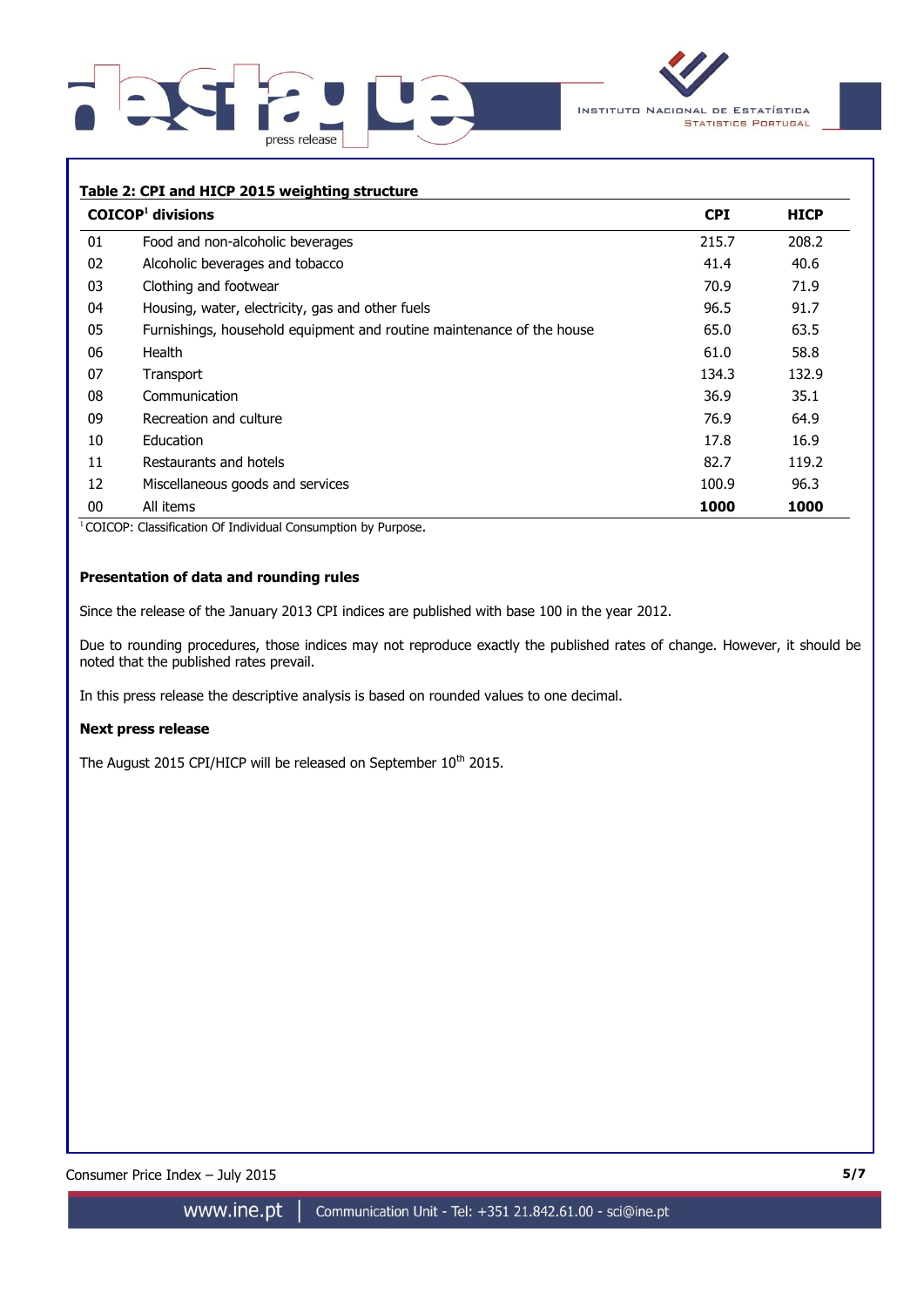**Table 2: CPI and HICP 2015 weighting structure**

| COICOP[1] divisions | | CPI | HICP |
|---|---|---|---|
| 01 | Food and non-alcoholic beverages | 215.7 | 208.2 |
| 02 | Alcoholic beverages and tobacco | 41.4 | 40.6 |
| 03 | Clothing and footwear | 70.9 | 71.9 |
| 04 | Housing, water, electricity, gas and other fuels | 96.5 | 91.7 |
| 05 | Furnishings, household equipment and routine maintenance of the house | 65.0 | 63.5 |
| 06 | Health | 61.0 | 58.8 |
| 07 | Transport | 134.3 | 132.9 |
| 08 | Communication | 36.9 | 35.1 |
| 09 | Recreation and culture | 76.9 | 64.9 |
| 10 | Education | 17.8 | 16.9 |
| 11 | Restaurants and hotels | 82.7 | 119.2 |
| 12 | Miscellaneous goods and services | 100.9 | 96.3 |
| 00 | All items | **1000** | **1000** |

[1] COICOP: Classification Of Individual Consumption by Purpose.

**Presentation of data and rounding rules**

Since the release of the January 2013 CPI indices are published with base 100 in the year 2012.

Due to rounding procedures, those indices may not reproduce exactly the published rates of change. However, it should be noted that the published rates prevail.

In this press release the descriptive analysis is based on rounded values to one decimal.

**Next press release**

The August 2015 CPI/HICP will be released on September 10th 2015.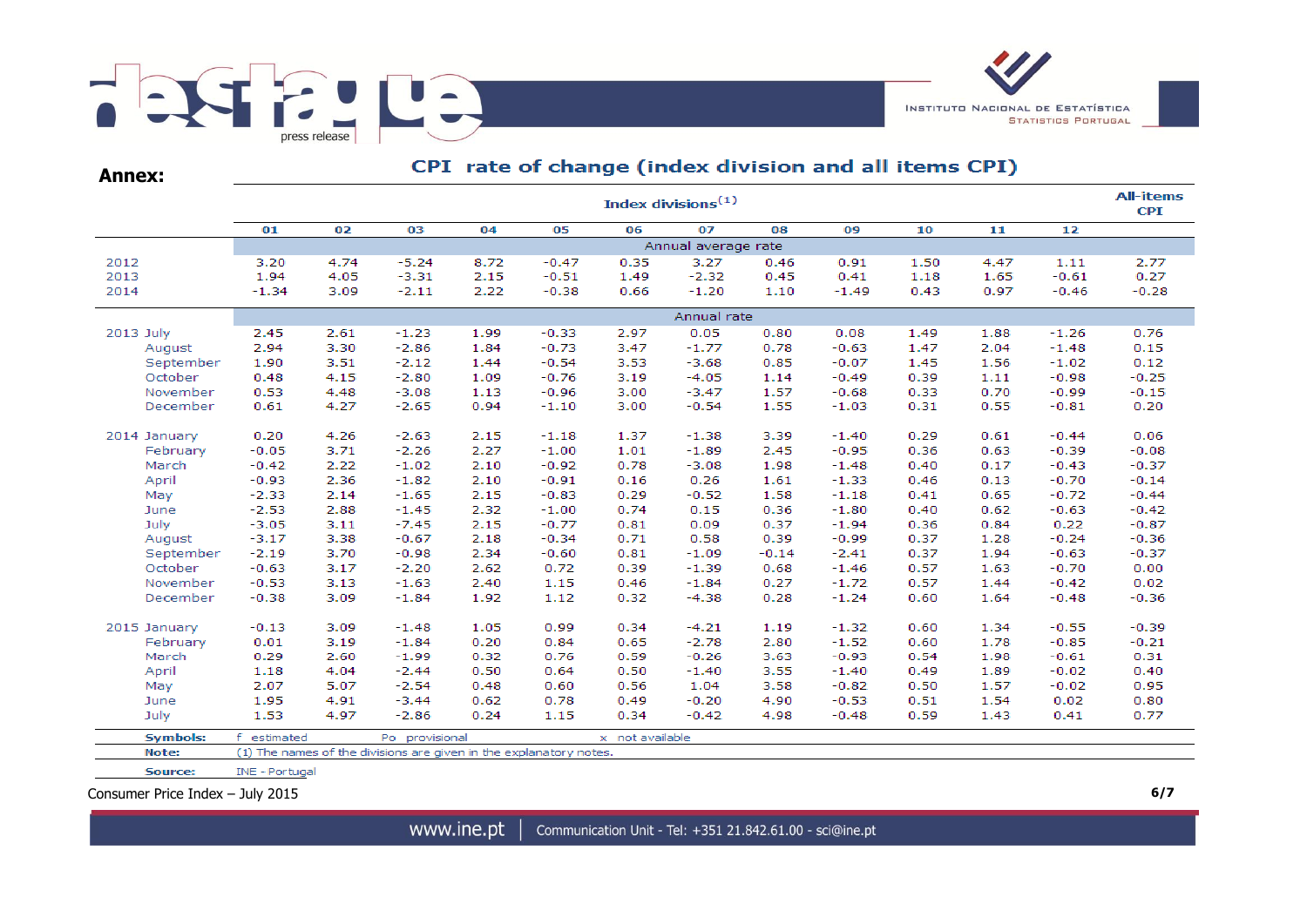## Annex:

### CPI rate of change (index division and all items CPI)

| | Index divisions[(1)] | | | | | | | | | | | | All-items CPI |
|---|---|---|---|---|---|---|---|---|---|---|---|---|---|
| | 01 | 02 | 03 | 04 | 05 | 06 | 07 | 08 | 09 | 10 | 11 | 12 | |
| | Annual average rate | | | | | | | | | | | | |
| 2012 | 3.20 | 4.74 | -5.24 | 8.72 | -0.47 | 0.35 | 3.27 | 0.46 | 0.91 | 1.50 | 4.47 | 1.11 | 2.77 |
| 2013 | 1.94 | 4.05 | -3.31 | 2.15 | -0.51 | 1.49 | -2.32 | 0.45 | 0.41 | 1.18 | 1.65 | -0.61 | 0.27 |
| 2014 | -1.34 | 3.09 | -2.11 | 2.22 | -0.38 | 0.66 | -1.20 | 1.10 | -1.49 | 0.43 | 0.97 | -0.46 | -0.28 |
| | Annual rate | | | | | | | | | | | | |
| 2013 July | 2.45 | 2.61 | -1.23 | 1.99 | -0.33 | 2.97 | 0.05 | 0.80 | 0.08 | 1.49 | 1.88 | -1.26 | 0.76 |
| August | 2.94 | 3.30 | -2.86 | 1.84 | -0.73 | 3.47 | -1.77 | 0.78 | -0.63 | 1.47 | 2.04 | -1.48 | 0.15 |
| September | 1.90 | 3.51 | -2.12 | 1.44 | -0.54 | 3.53 | -3.68 | 0.85 | -0.07 | 1.45 | 1.56 | -1.02 | 0.12 |
| October | 0.48 | 4.15 | -2.80 | 1.09 | -0.76 | 3.19 | -4.05 | 1.14 | -0.49 | 0.39 | 1.11 | -0.98 | -0.25 |
| November | 0.53 | 4.48 | -3.08 | 1.13 | -0.96 | 3.00 | -3.47 | 1.57 | -0.68 | 0.33 | 0.70 | -0.99 | -0.15 |
| December | 0.61 | 4.27 | -2.65 | 0.94 | -1.10 | 3.00 | -0.54 | 1.55 | -1.03 | 0.31 | 0.55 | -0.81 | 0.20 |
| 2014 January | 0.20 | 4.26 | -2.63 | 2.15 | -1.18 | 1.37 | -1.38 | 3.39 | -1.40 | 0.29 | 0.61 | -0.44 | 0.06 |
| February | -0.05 | 3.71 | -2.26 | 2.27 | -1.00 | 1.01 | -1.89 | 2.45 | -0.95 | 0.36 | 0.63 | -0.39 | -0.08 |
| March | -0.42 | 2.22 | -1.02 | 2.10 | -0.92 | 0.78 | -3.08 | 1.98 | -1.48 | 0.40 | 0.17 | -0.43 | -0.37 |
| April | -0.93 | 2.36 | -1.82 | 2.10 | -0.91 | 0.16 | 0.26 | 1.61 | -1.33 | 0.46 | 0.13 | -0.70 | -0.14 |
| May | -2.33 | 2.14 | -1.65 | 2.15 | -0.83 | 0.29 | -0.52 | 1.58 | -1.18 | 0.41 | 0.65 | -0.72 | -0.44 |
| June | -2.53 | 2.88 | -1.45 | 2.32 | -1.00 | 0.74 | 0.15 | 0.36 | -1.80 | 0.40 | 0.62 | -0.63 | -0.42 |
| July | -3.05 | 3.11 | -7.45 | 2.15 | -0.77 | 0.81 | 0.09 | 0.37 | -1.94 | 0.36 | 0.84 | 0.22 | -0.87 |
| August | -3.17 | 3.38 | -0.67 | 2.18 | -0.34 | 0.71 | 0.58 | 0.39 | -0.99 | 0.37 | 1.28 | -0.24 | -0.36 |
| September | -2.19 | 3.70 | -0.98 | 2.34 | -0.60 | 0.81 | -1.09 | -0.14 | -2.41 | 0.37 | 1.94 | -0.63 | -0.37 |
| October | -0.63 | 3.17 | -2.20 | 2.62 | 0.72 | 0.39 | -1.39 | 0.68 | -1.46 | 0.57 | 1.63 | -0.70 | 0.00 |
| November | -0.53 | 3.13 | -1.63 | 2.40 | 1.15 | 0.46 | -1.84 | 0.27 | -1.72 | 0.57 | 1.44 | -0.42 | 0.02 |
| December | -0.38 | 3.09 | -1.84 | 1.92 | 1.12 | 0.32 | -4.38 | 0.28 | -1.24 | 0.60 | 1.64 | -0.48 | -0.36 |
| 2015 January | -0.13 | 3.09 | -1.48 | 1.05 | 0.99 | 0.34 | -4.21 | 1.19 | -1.32 | 0.60 | 1.34 | -0.55 | -0.39 |
| February | 0.01 | 3.19 | -1.84 | 0.20 | 0.84 | 0.65 | -2.78 | 2.80 | -1.52 | 0.60 | 1.78 | -0.85 | -0.21 |
| March | 0.29 | 2.60 | -1.99 | 0.32 | 0.76 | 0.59 | -0.26 | 3.63 | -0.93 | 0.54 | 1.98 | -0.61 | 0.31 |
| April | 1.18 | 4.04 | -2.44 | 0.50 | 0.64 | 0.50 | -1.40 | 3.55 | -1.40 | 0.49 | 1.89 | -0.02 | 0.40 |
| May | 2.07 | 5.07 | -2.54 | 0.48 | 0.60 | 0.56 | 1.04 | 3.58 | -0.82 | 0.50 | 1.57 | -0.02 | 0.95 |
| June | 1.95 | 4.91 | -3.44 | 0.62 | 0.78 | 0.49 | -0.20 | 4.90 | -0.53 | 0.51 | 1.54 | 0.02 | 0.80 |
| July | 1.53 | 4.97 | -2.86 | 0.24 | 1.15 | 0.34 | -0.42 | 4.98 | -0.48 | 0.59 | 1.43 | 0.41 | 0.77 |

**Symbols:** f estimated Po provisional x not available

**Note:** (1) The names of the divisions are given in the explanatory notes.

**Source:** INE - Portugal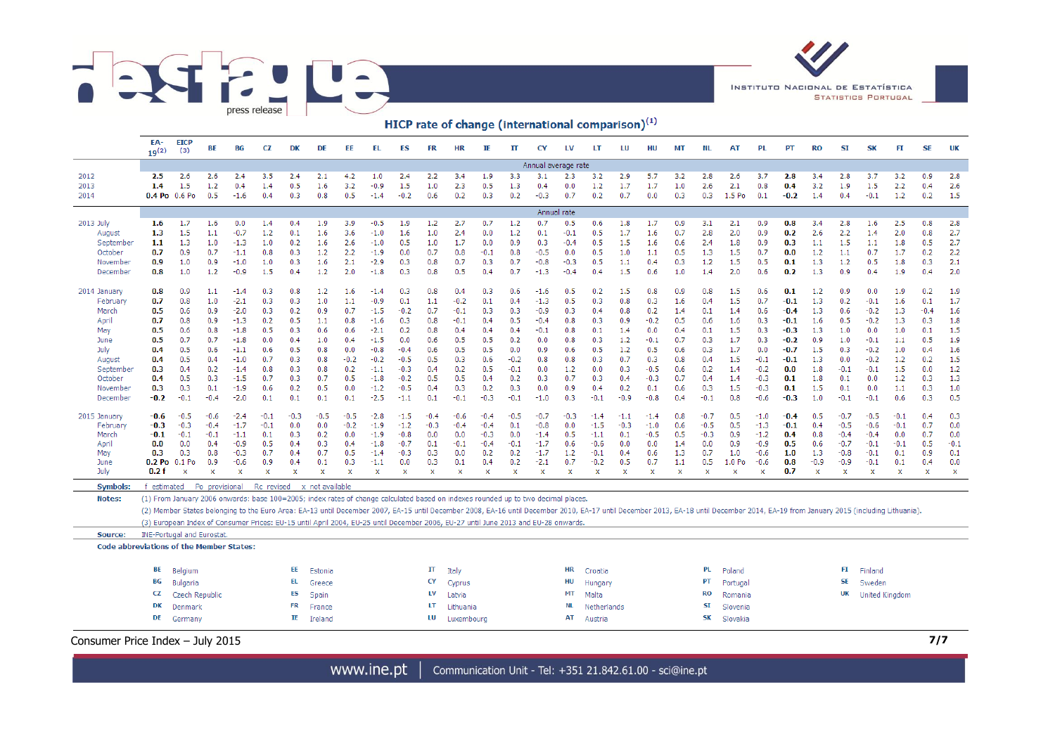## HICP rate of change (international comparison)[1]

| | EA-19[2] | EICP (3) | BE | BG | CZ | DK | DE | EE | EL | ES | FR | HR | IE | IT | CY | LV | LT | LU | HU | MT | NL | AT | PL | PT | RO | SI | SK | FI | SE | UK |
|---|---|---|---|---|---|---|---|---|---|---|---|---|---|---|---|---|---|---|---|---|---|---|---|---|---|---|---|---|---|---|
| | | | | | | | | | | | | | | | Annual average rate | | | | | | | | | | | | | | | |
| 2012 | **2.5** | 2.6 | 2.6 | 2.4 | 3.5 | 2.4 | 2.1 | 4.2 | 1.0 | 2.4 | 2.2 | 3.4 | 1.9 | 3.3 | 3.1 | 2.3 | 3.2 | 2.9 | 5.7 | 3.2 | 2.8 | 2.6 | 3.7 | **2.8** | 3.4 | 2.8 | 3.7 | 3.2 | 0.9 | 2.8 |
| 2013 | **1.4** | 1.5 | 1.2 | 0.4 | 1.4 | 0.5 | 1.6 | 3.2 | -0.9 | 1.5 | 1.0 | 2.3 | 0.5 | 1.3 | 0.4 | 0.0 | 1.2 | 1.7 | 1.7 | 1.0 | 2.6 | 2.1 | 0.8 | **0.4** | 3.2 | 1.9 | 1.5 | 2.2 | 0.4 | 2.6 |
| 2014 | **0.4 Po** | 0.6 Po | 0.5 | -1.6 | 0.4 | 0.3 | 0.8 | 0.5 | -1.4 | -0.2 | 0.6 | 0.2 | 0.3 | 0.2 | -0.3 | 0.7 | 0.2 | 0.7 | 0.0 | 0.3 | 0.3 | 1.5 Po | 0.1 | **-0.2** | 1.4 | 0.4 | -0.1 | 1.2 | 0.2 | 1.5 |
| | | | | | | | | | | | | | | | Annual rate | | | | | | | | | | | | | | | |
| 2013 July | **1.6** | 1.7 | 1.6 | 0.0 | 1.4 | 0.4 | 1.9 | 3.9 | -0.5 | 1.9 | 1.2 | 2.7 | 0.7 | 1.2 | 0.7 | 0.5 | 0.6 | 1.8 | 1.7 | 0.9 | 3.1 | 2.1 | 0.9 | **0.8** | 3.4 | 2.8 | 1.6 | 2.5 | 0.8 | 2.8 |
| August | **1.3** | 1.5 | 1.1 | -0.7 | 1.2 | 0.1 | 1.6 | 3.6 | -1.0 | 1.6 | 1.0 | 2.4 | 0.0 | 1.2 | 0.1 | -0.1 | 0.5 | 1.7 | 1.6 | 0.7 | 2.8 | 2.0 | 0.9 | **0.2** | 2.6 | 2.2 | 1.4 | 2.0 | 0.8 | 2.7 |
| September | **1.1** | 1.3 | 1.0 | -1.3 | 1.0 | 0.2 | 1.6 | 2.6 | -1.0 | 0.5 | 1.0 | 1.7 | 0.0 | 0.9 | 0.3 | -0.4 | 0.5 | 1.5 | 1.6 | 0.6 | 2.4 | 1.8 | 0.9 | **0.3** | 1.1 | 1.5 | 1.1 | 1.8 | 0.5 | 2.7 |
| October | **0.7** | 0.9 | 0.7 | -1.1 | 0.8 | 0.3 | 1.2 | 2.2 | -1.9 | 0.0 | 0.7 | 0.8 | -0.1 | 0.8 | -0.5 | 0.0 | 0.5 | 1.0 | 1.1 | 0.5 | 1.3 | 1.5 | 0.7 | **0.0** | 1.2 | 1.1 | 0.7 | 1.7 | 0.2 | 2.2 |
| November | **0.9** | 1.0 | 0.9 | -1.0 | 1.0 | 0.3 | 1.6 | 2.1 | -2.9 | 0.3 | 0.8 | 0.7 | 0.3 | 0.7 | -0.8 | -0.3 | 0.5 | 1.1 | 0.4 | 0.3 | 1.2 | 1.5 | 0.5 | **0.1** | 1.3 | 1.2 | 0.5 | 1.8 | 0.3 | 2.1 |
| December | **0.8** | 1.0 | 1.2 | -0.9 | 1.5 | 0.4 | 1.2 | 2.0 | -1.8 | 0.3 | 0.8 | 0.5 | 0.4 | 0.7 | -1.3 | -0.4 | 0.4 | 1.5 | 0.6 | 1.0 | 1.4 | 2.0 | 0.6 | **0.2** | 1.3 | 0.9 | 0.4 | 1.9 | 0.4 | 2.0 |
| 2014 January | **0.8** | 0.9 | 1.1 | -1.4 | 0.3 | 0.8 | 1.2 | 1.6 | -1.4 | 0.3 | 0.8 | 0.4 | 0.3 | 0.6 | -1.6 | 0.5 | 0.2 | 1.5 | 0.8 | 0.9 | 0.8 | 1.5 | 0.6 | **0.1** | 1.2 | 0.9 | 0.0 | 1.9 | 0.2 | 1.9 |
| February | **0.7** | 0.8 | 1.0 | -2.1 | 0.3 | 0.3 | 1.0 | 1.1 | -0.9 | 0.1 | 1.1 | -0.2 | 0.1 | 0.4 | -1.3 | 0.5 | 0.3 | 0.8 | 0.3 | 1.6 | 0.4 | 1.5 | 0.7 | **-0.1** | 1.3 | 0.2 | -0.1 | 1.6 | 0.1 | 1.7 |
| March | **0.5** | 0.6 | 0.9 | -2.0 | 0.3 | 0.2 | 0.9 | 0.7 | -1.5 | -0.2 | 0.7 | -0.1 | 0.3 | 0.3 | -0.9 | 0.3 | 0.4 | 0.8 | 0.2 | 1.4 | 0.1 | 1.4 | 0.6 | **-0.4** | 1.3 | 0.6 | -0.2 | 1.3 | -0.4 | 1.6 |
| April | **0.7** | 0.8 | 0.9 | -1.3 | 0.2 | 0.5 | 1.1 | 0.8 | -1.6 | 0.3 | 0.8 | -0.1 | 0.4 | 0.5 | -0.4 | 0.8 | 0.3 | 0.9 | -0.2 | 0.5 | 0.6 | 1.6 | 0.3 | **-0.1** | 1.6 | 0.5 | -0.2 | 1.3 | 0.3 | 1.8 |
| May | **0.5** | 0.6 | 0.8 | -1.8 | 0.5 | 0.3 | 0.6 | 0.6 | -2.1 | 0.2 | 0.8 | 0.4 | 0.4 | 0.4 | -0.1 | 0.8 | 0.1 | 1.4 | 0.0 | 0.4 | 0.1 | 1.5 | 0.3 | **-0.3** | 1.3 | 1.0 | 0.0 | 1.0 | 0.1 | 1.5 |
| June | **0.5** | 0.7 | 0.7 | -1.8 | 0.0 | 0.4 | 1.0 | 0.4 | -1.5 | 0.0 | 0.6 | 0.5 | 0.5 | 0.2 | 0.0 | 0.8 | 0.3 | 1.2 | -0.1 | 0.7 | 0.3 | 1.7 | 0.3 | **-0.2** | 0.9 | 1.0 | -0.1 | 1.1 | 0.5 | 1.9 |
| July | **0.4** | 0.5 | 0.6 | -1.1 | 0.6 | 0.5 | 0.8 | 0.0 | -0.8 | -0.4 | 0.6 | 0.5 | 0.5 | 0.0 | 0.9 | 0.6 | 0.5 | 1.2 | 0.5 | 0.6 | 0.3 | 1.7 | 0.0 | **-0.7** | 1.5 | 0.3 | -0.2 | 1.0 | 0.4 | 1.6 |
| August | **0.4** | 0.5 | 0.4 | -1.0 | 0.7 | 0.3 | 0.8 | -0.2 | -0.2 | -0.5 | 0.5 | 0.3 | 0.6 | -0.2 | 0.8 | 0.8 | 0.3 | 0.7 | 0.3 | 0.8 | 0.4 | 1.5 | -0.1 | **-0.1** | 1.3 | 0.0 | -0.2 | 1.2 | 0.2 | 1.5 |
| September | **0.3** | 0.4 | 0.2 | -1.4 | 0.8 | 0.3 | 0.8 | 0.2 | -1.1 | -0.3 | 0.4 | 0.2 | 0.5 | -0.1 | 0.0 | 1.2 | 0.0 | 0.3 | -0.5 | 0.6 | 0.2 | 1.4 | -0.2 | **0.0** | 1.8 | -0.1 | -0.1 | 1.5 | 0.0 | 1.2 |
| October | **0.4** | 0.5 | 0.3 | -1.5 | 0.7 | 0.3 | 0.7 | 0.5 | -1.8 | -0.2 | 0.5 | 0.5 | 0.4 | 0.2 | 0.3 | 0.7 | 0.3 | 0.4 | -0.3 | 0.7 | 0.4 | 1.4 | -0.3 | **0.1** | 1.8 | 0.1 | 0.0 | 1.2 | 0.3 | 1.3 |
| November | **0.3** | 0.3 | 0.1 | -1.9 | 0.6 | 0.2 | 0.5 | 0.0 | -1.2 | -0.5 | 0.4 | 0.3 | 0.2 | 0.3 | 0.0 | 0.9 | 0.4 | 0.2 | 0.1 | 0.6 | 0.3 | 1.5 | -0.3 | **0.1** | 1.5 | 0.1 | 0.0 | 1.1 | 0.3 | 1.0 |
| December | **-0.2** | -0.1 | -0.4 | -2.0 | 0.1 | 0.1 | 0.1 | 0.1 | -2.5 | -1.1 | 0.1 | -0.1 | -0.3 | -0.1 | -1.0 | 0.3 | -0.1 | -0.9 | -0.8 | 0.4 | -0.1 | 0.8 | -0.6 | **-0.3** | 1.0 | -0.1 | -0.1 | 0.6 | 0.3 | 0.5 |
| 2015 January | **-0.6** | -0.5 | -0.6 | -2.4 | -0.1 | -0.3 | -0.5 | -0.5 | -2.8 | -1.5 | -0.4 | -0.6 | -0.4 | -0.5 | -0.7 | -0.3 | -1.4 | -1.1 | -1.4 | 0.8 | -0.7 | 0.5 | -1.0 | **-0.4** | 0.5 | -0.7 | -0.5 | -0.1 | 0.4 | 0.3 |
| February | **-0.3** | -0.3 | -0.4 | -1.7 | -0.1 | 0.0 | 0.0 | -0.2 | -1.9 | -1.2 | -0.3 | -0.4 | -0.4 | 0.1 | -0.8 | 0.0 | -1.5 | -0.3 | -1.0 | 0.6 | -0.5 | 0.5 | -1.3 | **-0.1** | 0.4 | -0.5 | -0.6 | -0.1 | 0.7 | 0.0 |
| March | **-0.1** | -0.1 | -0.1 | -1.1 | 0.1 | 0.3 | 0.2 | 0.0 | -1.9 | -0.8 | 0.0 | 0.0 | -0.3 | 0.0 | -1.4 | 0.5 | -1.1 | 0.1 | -0.5 | 0.5 | -0.3 | 0.9 | -1.2 | **0.4** | 0.8 | -0.4 | -0.4 | 0.0 | 0.7 | 0.0 |
| April | **0.0** | 0.0 | 0.4 | -0.9 | 0.5 | 0.4 | 0.3 | 0.4 | -1.8 | -0.7 | 0.1 | -0.1 | -0.4 | -0.1 | -1.7 | 0.6 | -0.6 | 0.0 | 0.0 | 1.4 | 0.0 | 0.9 | -0.9 | **0.5** | 0.6 | -0.7 | -0.1 | -0.1 | 0.5 | -0.1 |
| May | **0.3** | 0.3 | 0.8 | -0.3 | 0.7 | 0.4 | 0.7 | 0.5 | -1.4 | -0.3 | 0.3 | 0.0 | 0.2 | 0.2 | -1.7 | 1.2 | -0.1 | 0.4 | 0.6 | 1.3 | 0.7 | 1.0 | -0.6 | **1.0** | 1.3 | -0.8 | -0.1 | 0.1 | 0.9 | 0.1 |
| June | **0.2 Po** | 0.1 Po | 0.9 | -0.6 | 0.9 | 0.4 | 0.1 | 0.3 | -1.1 | 0.0 | 0.3 | 0.1 | 0.4 | 0.2 | -2.1 | 0.7 | -0.2 | 0.5 | 0.7 | 1.1 | 0.5 | 1.0 Po | -0.6 | **0.8** | -0.9 | -0.9 | -0.1 | 0.1 | 0.4 | 0.0 |
| July | **0.2 f** | x | x | x | x | x | x | x | x | x | x | x | x | x | x | x | x | x | x | x | x | x | x | **0.7** | x | x | x | x | x | x |

**Symbols:** f estimated Po provisional Rc revised x not available

**Notes:**
(1) From January 2006 onwards: base 100=2005; index rates of change calculated based on indexes rounded up to two decimal places.
(2) Member States belonging to the Euro Area: EA-13 until December 2007, EA-15 until December 2008, EA-16 until December 2010, EA-17 until December 2013, EA-18 until December 2014, EA-19 from January 2015 (including Lithuania).
(3) European Index of Consumer Prices: EU-15 until April 2004, EU-25 until December 2006, EU-27 until June 2013 and EU-28 onwards.

**Source:** INE-Portugal and Eurostat.

**Code abbreviations of the Member States:**

| | | | | | | | | | | | |
|---|---|---|---|---|---|---|---|---|---|---|---|
| BE | Belgium | EE | Estonia | IT | Italy | HR | Croatia | PL | Poland | FI | Finland |
| BG | Bulgaria | EL | Greece | CY | Cyprus | HU | Hungary | PT | Portugal | SE | Sweden |
| CZ | Czech Republic | ES | Spain | LV | Latvia | MT | Malta | RO | Romania | UK | United Kingdom |
| DK | Denmark | FR | France | LT | Lithuania | NL | Netherlands | SI | Slovenia | | |
| DE | Germany | IE | Ireland | LU | Luxembourg | AT | Austria | SK | Slovakia | | |